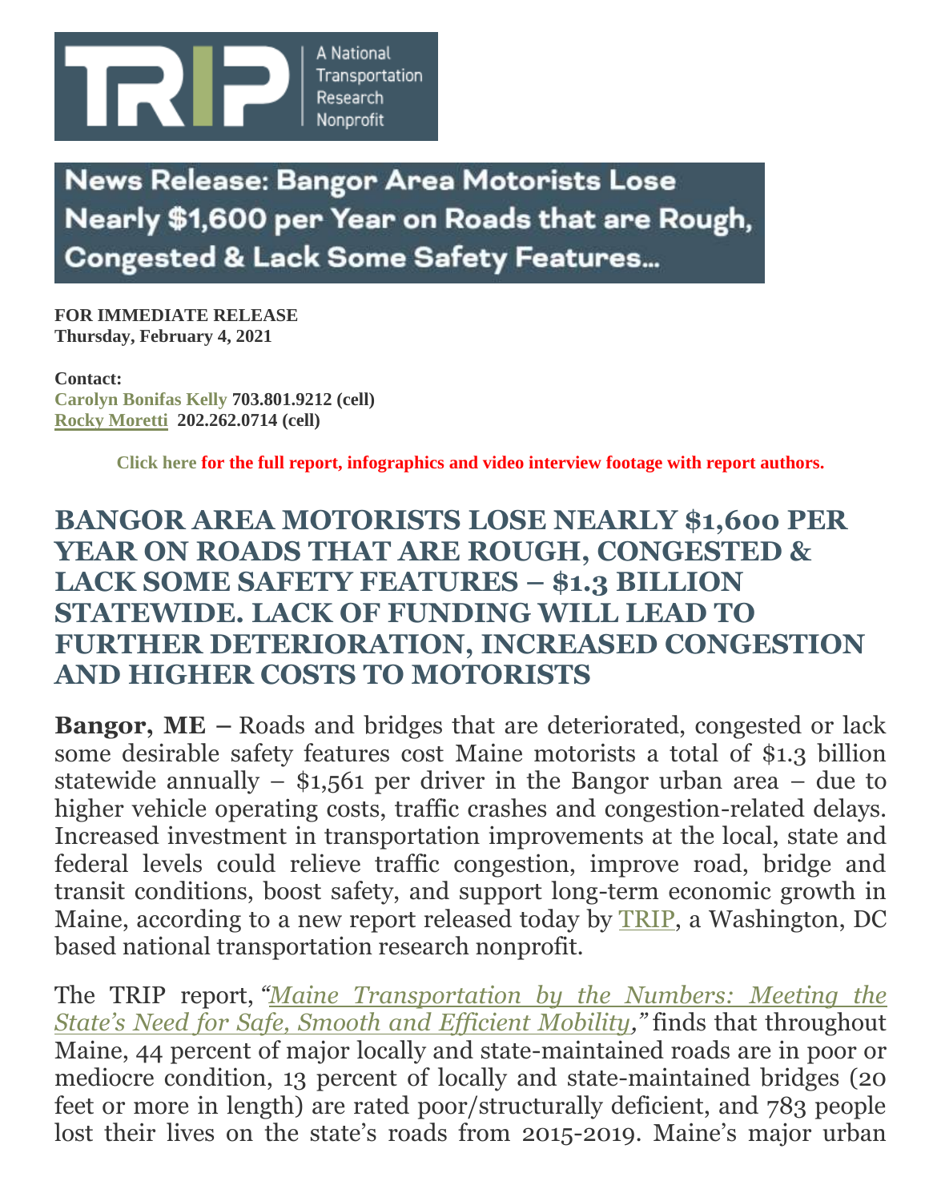TRIP A National Transportation Research Nonprofit

# News Release: Bangor Area Motorists Lose Nearly $1,600 per Year on Roads that are Rough, Congested & Lack Some Safety Features…

**FOR IMMEDIATE RELEASE**
**Thursday, February 4, 2021**

**Contact:**
**Carolyn Bonifas Kelly 703.801.9212 (cell)**
**Rocky Moretti 202.262.0714 (cell)**

**Click here for the full report, infographics and video interview footage with report authors.**

## BANGOR AREA MOTORISTS LOSE NEARLY $1,600 PER YEAR ON ROADS THAT ARE ROUGH, CONGESTED & LACK SOME SAFETY FEATURES – $1.3 BILLION STATEWIDE. LACK OF FUNDING WILL LEAD TO FURTHER DETERIORATION, INCREASED CONGESTION AND HIGHER COSTS TO MOTORISTS

**Bangor, ME –** Roads and bridges that are deteriorated, congested or lack some desirable safety features cost Maine motorists a total of $1.3 billion statewide annually – $1,561 per driver in the Bangor urban area – due to higher vehicle operating costs, traffic crashes and congestion-related delays. Increased investment in transportation improvements at the local, state and federal levels could relieve traffic congestion, improve road, bridge and transit conditions, boost safety, and support long-term economic growth in Maine, according to a new report released today by TRIP, a Washington, DC based national transportation research nonprofit.

The TRIP report, *"Maine Transportation by the Numbers: Meeting the State's Need for Safe, Smooth and Efficient Mobility,"* finds that throughout Maine, 44 percent of major locally and state-maintained roads are in poor or mediocre condition, 13 percent of locally and state-maintained bridges (20 feet or more in length) are rated poor/structurally deficient, and 783 people lost their lives on the state's roads from 2015-2019. Maine's major urban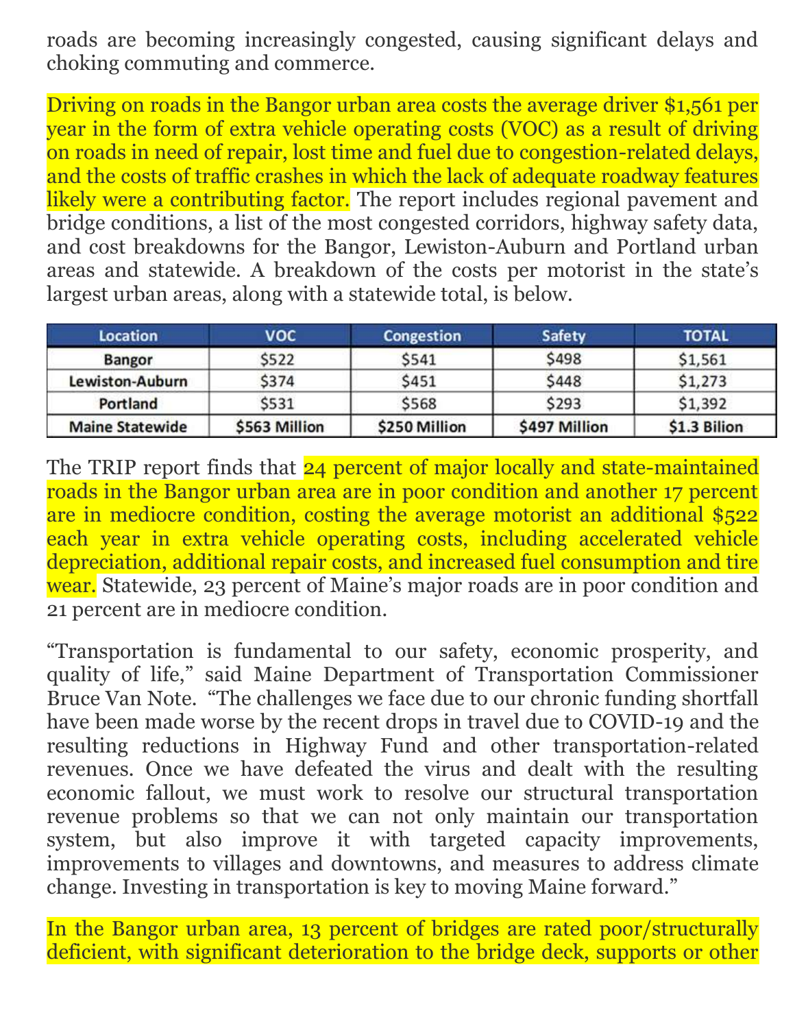roads are becoming increasingly congested, causing significant delays and choking commuting and commerce.

Driving on roads in the Bangor urban area costs the average driver $1,561 per year in the form of extra vehicle operating costs (VOC) as a result of driving on roads in need of repair, lost time and fuel due to congestion-related delays, and the costs of traffic crashes in which the lack of adequate roadway features likely were a contributing factor. The report includes regional pavement and bridge conditions, a list of the most congested corridors, highway safety data, and cost breakdowns for the Bangor, Lewiston-Auburn and Portland urban areas and statewide. A breakdown of the costs per motorist in the state's largest urban areas, along with a statewide total, is below.

| Location | VOC | Congestion | Safety | TOTAL |
|---|---|---|---|---|
| **Bangor** | $522 | $541 | $498 | $1,561 |
| **Lewiston-Auburn** | $374 | $451 | $448 | $1,273 |
| **Portland** | $531 | $568 | $293 | $1,392 |
| **Maine Statewide** | **$563 Million** | **$250 Million** | **$497 Million** | **$1.3 Bilion** |

The TRIP report finds that 24 percent of major locally and state-maintained roads in the Bangor urban area are in poor condition and another 17 percent are in mediocre condition, costing the average motorist an additional $522 each year in extra vehicle operating costs, including accelerated vehicle depreciation, additional repair costs, and increased fuel consumption and tire wear. Statewide, 23 percent of Maine's major roads are in poor condition and 21 percent are in mediocre condition.

"Transportation is fundamental to our safety, economic prosperity, and quality of life," said Maine Department of Transportation Commissioner Bruce Van Note. "The challenges we face due to our chronic funding shortfall have been made worse by the recent drops in travel due to COVID-19 and the resulting reductions in Highway Fund and other transportation-related revenues. Once we have defeated the virus and dealt with the resulting economic fallout, we must work to resolve our structural transportation revenue problems so that we can not only maintain our transportation system, but also improve it with targeted capacity improvements, improvements to villages and downtowns, and measures to address climate change. Investing in transportation is key to moving Maine forward."

In the Bangor urban area, 13 percent of bridges are rated poor/structurally deficient, with significant deterioration to the bridge deck, supports or other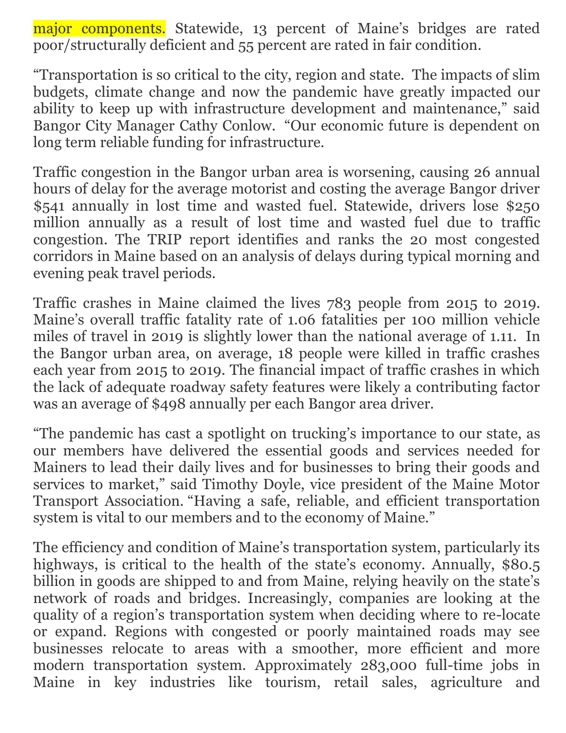major components. Statewide, 13 percent of Maine's bridges are rated poor/structurally deficient and 55 percent are rated in fair condition.

"Transportation is so critical to the city, region and state. The impacts of slim budgets, climate change and now the pandemic have greatly impacted our ability to keep up with infrastructure development and maintenance," said Bangor City Manager Cathy Conlow. "Our economic future is dependent on long term reliable funding for infrastructure.

Traffic congestion in the Bangor urban area is worsening, causing 26 annual hours of delay for the average motorist and costing the average Bangor driver $541 annually in lost time and wasted fuel. Statewide, drivers lose $250 million annually as a result of lost time and wasted fuel due to traffic congestion. The TRIP report identifies and ranks the 20 most congested corridors in Maine based on an analysis of delays during typical morning and evening peak travel periods.

Traffic crashes in Maine claimed the lives 783 people from 2015 to 2019. Maine's overall traffic fatality rate of 1.06 fatalities per 100 million vehicle miles of travel in 2019 is slightly lower than the national average of 1.11. In the Bangor urban area, on average, 18 people were killed in traffic crashes each year from 2015 to 2019. The financial impact of traffic crashes in which the lack of adequate roadway safety features were likely a contributing factor was an average of $498 annually per each Bangor area driver.

"The pandemic has cast a spotlight on trucking's importance to our state, as our members have delivered the essential goods and services needed for Mainers to lead their daily lives and for businesses to bring their goods and services to market," said Timothy Doyle, vice president of the Maine Motor Transport Association. "Having a safe, reliable, and efficient transportation system is vital to our members and to the economy of Maine."

The efficiency and condition of Maine's transportation system, particularly its highways, is critical to the health of the state's economy. Annually, $80.5 billion in goods are shipped to and from Maine, relying heavily on the state's network of roads and bridges. Increasingly, companies are looking at the quality of a region's transportation system when deciding where to re-locate or expand. Regions with congested or poorly maintained roads may see businesses relocate to areas with a smoother, more efficient and more modern transportation system. Approximately 283,000 full-time jobs in Maine in key industries like tourism, retail sales, agriculture and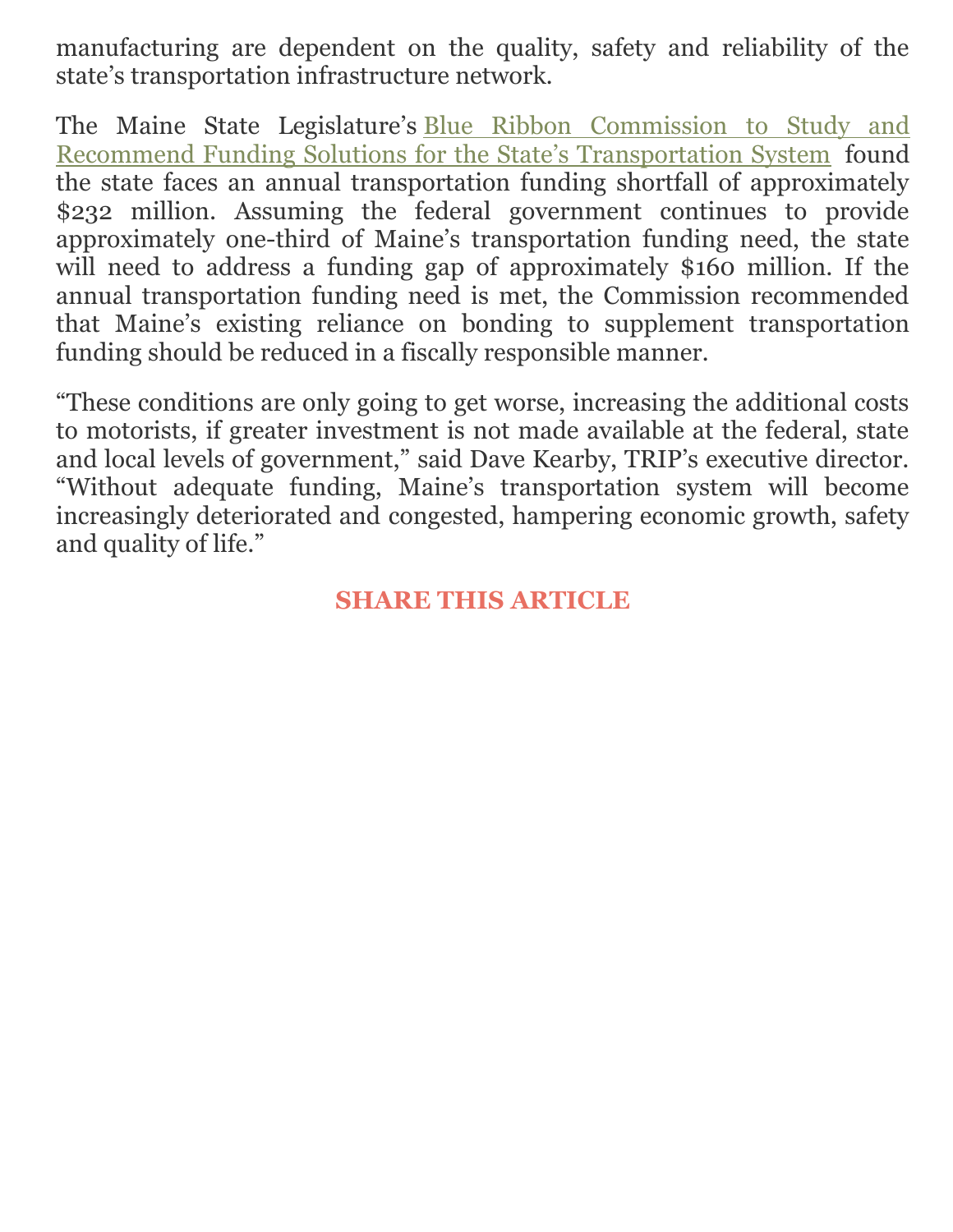manufacturing are dependent on the quality, safety and reliability of the state's transportation infrastructure network.

The Maine State Legislature's Blue Ribbon Commission to Study and Recommend Funding Solutions for the State's Transportation System found the state faces an annual transportation funding shortfall of approximately $232 million. Assuming the federal government continues to provide approximately one-third of Maine's transportation funding need, the state will need to address a funding gap of approximately $160 million. If the annual transportation funding need is met, the Commission recommended that Maine's existing reliance on bonding to supplement transportation funding should be reduced in a fiscally responsible manner.

"These conditions are only going to get worse, increasing the additional costs to motorists, if greater investment is not made available at the federal, state and local levels of government," said Dave Kearby, TRIP's executive director. "Without adequate funding, Maine's transportation system will become increasingly deteriorated and congested, hampering economic growth, safety and quality of life."

**SHARE THIS ARTICLE**